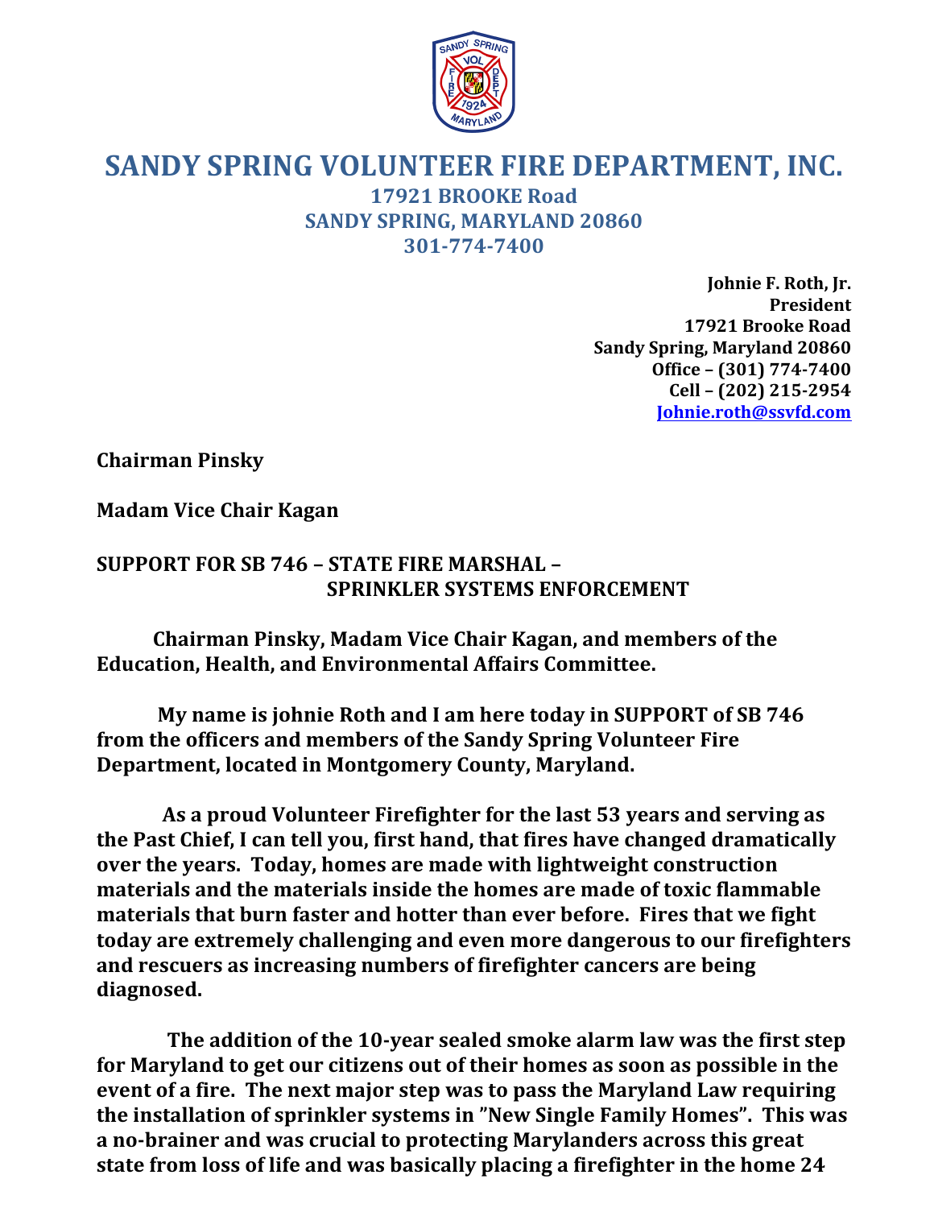# SANDY SPRING VOLUNTEER FIRE DEPARTMENT, INC.

**17921 BROOKE Road**
**SANDY SPRING, MARYLAND 20860**
**301-774-7400**

**Johnie F. Roth, Jr.**
**President**
**17921 Brooke Road**
**Sandy Spring, Maryland 20860**
**Office – (301) 774-7400**
**Cell – (202) 215-2954**
**Johnie.roth@ssvfd.com**

**Chairman Pinsky**

**Madam Vice Chair Kagan**

**SUPPORT FOR SB 746 – STATE FIRE MARSHAL – SPRINKLER SYSTEMS ENFORCEMENT**

**Chairman Pinsky, Madam Vice Chair Kagan, and members of the Education, Health, and Environmental Affairs Committee.**

**My name is johnie Roth and I am here today in SUPPORT of SB 746 from the officers and members of the Sandy Spring Volunteer Fire Department, located in Montgomery County, Maryland.**

**As a proud Volunteer Firefighter for the last 53 years and serving as the Past Chief, I can tell you, first hand, that fires have changed dramatically over the years. Today, homes are made with lightweight construction materials and the materials inside the homes are made of toxic flammable materials that burn faster and hotter than ever before. Fires that we fight today are extremely challenging and even more dangerous to our firefighters and rescuers as increasing numbers of firefighter cancers are being diagnosed.**

**The addition of the 10-year sealed smoke alarm law was the first step for Maryland to get our citizens out of their homes as soon as possible in the event of a fire. The next major step was to pass the Maryland Law requiring the installation of sprinkler systems in "New Single Family Homes". This was a no-brainer and was crucial to protecting Marylanders across this great state from loss of life and was basically placing a firefighter in the home 24**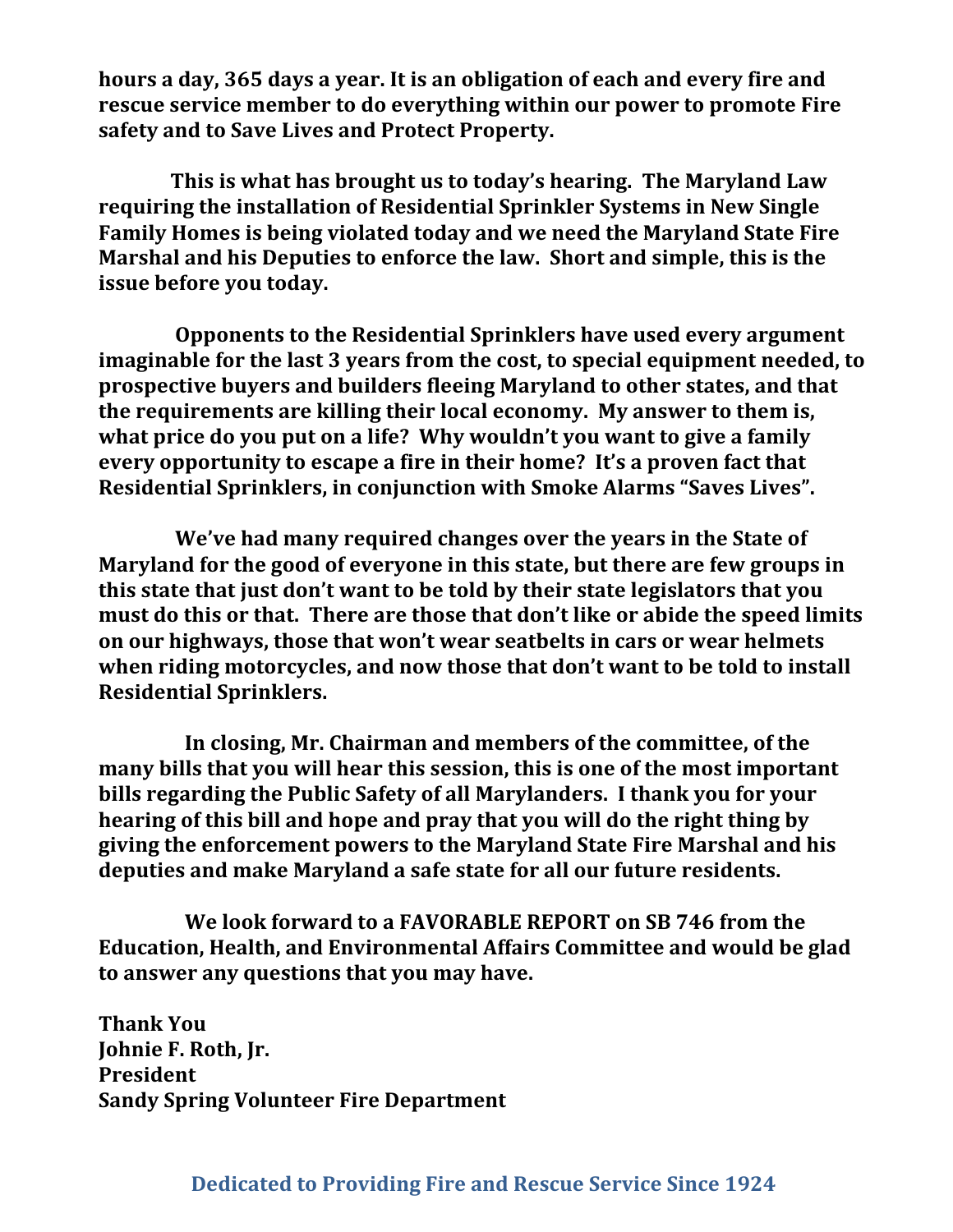**hours a day, 365 days a year. It is an obligation of each and every fire and rescue service member to do everything within our power to promote Fire safety and to Save Lives and Protect Property.**

**This is what has brought us to today's hearing. The Maryland Law requiring the installation of Residential Sprinkler Systems in New Single Family Homes is being violated today and we need the Maryland State Fire Marshal and his Deputies to enforce the law. Short and simple, this is the issue before you today.**

**Opponents to the Residential Sprinklers have used every argument imaginable for the last 3 years from the cost, to special equipment needed, to prospective buyers and builders fleeing Maryland to other states, and that the requirements are killing their local economy. My answer to them is, what price do you put on a life? Why wouldn't you want to give a family every opportunity to escape a fire in their home? It's a proven fact that Residential Sprinklers, in conjunction with Smoke Alarms "Saves Lives".**

**We've had many required changes over the years in the State of Maryland for the good of everyone in this state, but there are few groups in this state that just don't want to be told by their state legislators that you must do this or that. There are those that don't like or abide the speed limits on our highways, those that won't wear seatbelts in cars or wear helmets when riding motorcycles, and now those that don't want to be told to install Residential Sprinklers.**

**In closing, Mr. Chairman and members of the committee, of the many bills that you will hear this session, this is one of the most important bills regarding the Public Safety of all Marylanders. I thank you for your hearing of this bill and hope and pray that you will do the right thing by giving the enforcement powers to the Maryland State Fire Marshal and his deputies and make Maryland a safe state for all our future residents.**

**We look forward to a FAVORABLE REPORT on SB 746 from the Education, Health, and Environmental Affairs Committee and would be glad to answer any questions that you may have.**

**Thank You**
**Johnie F. Roth, Jr.**
**President**
**Sandy Spring Volunteer Fire Department**

**Dedicated to Providing Fire and Rescue Service Since 1924**